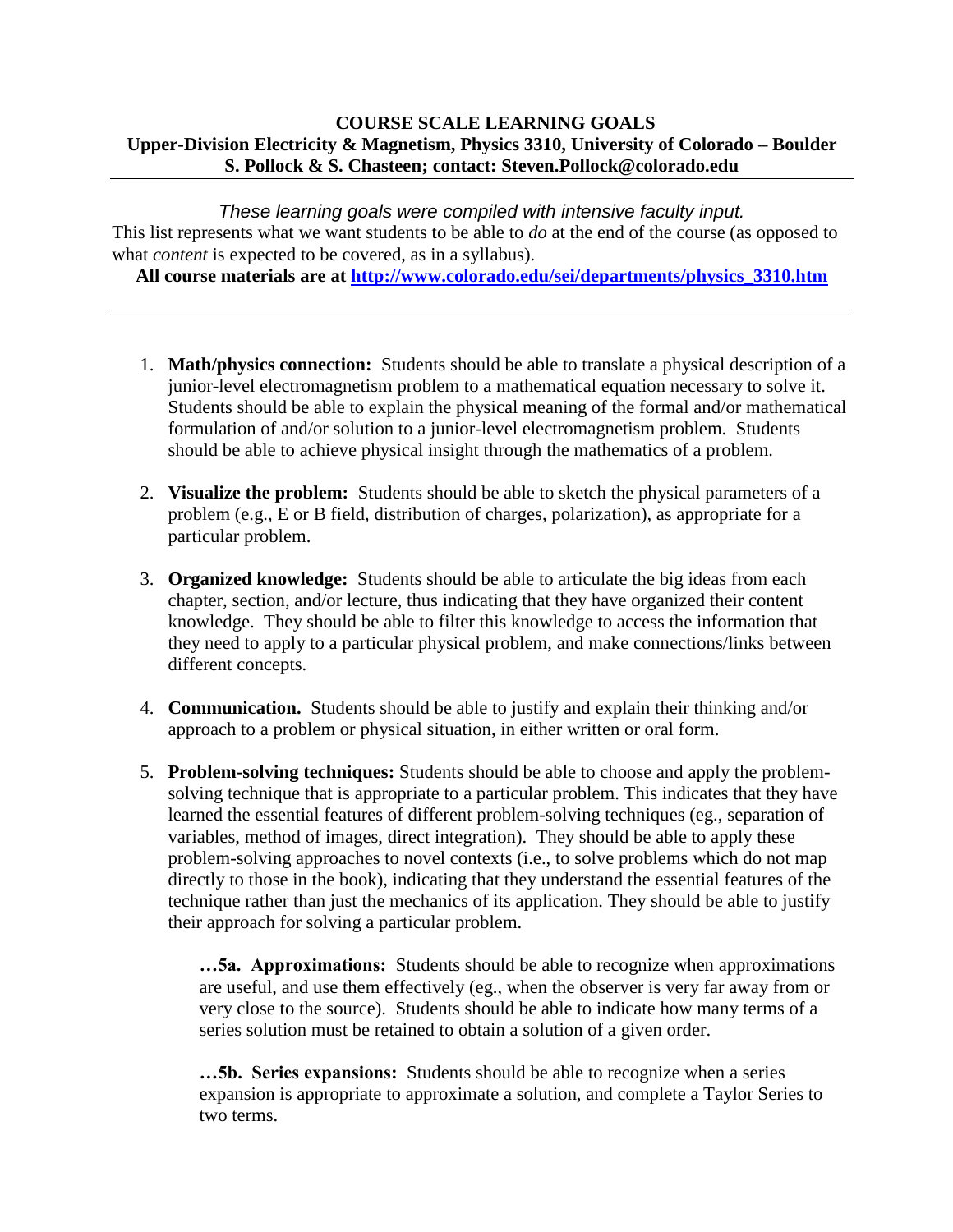# COURSE SCALE LEARNING GOALS

**Upper-Division Electricity & Magnetism, Physics 3310, University of Colorado – Boulder**
**S. Pollock & S. Chasteen; contact: Steven.Pollock@colorado.edu**

---

*These learning goals were compiled with intensive faculty input.*

This list represents what we want students to be able to *do* at the end of the course (as opposed to what *content* is expected to be covered, as in a syllabus).

**All course materials are at [http://www.colorado.edu/sei/departments/physics_3310.htm](http://www.colorado.edu/sei/departments/physics_3310.htm)**

---

1. **Math/physics connection:** Students should be able to translate a physical description of a junior-level electromagnetism problem to a mathematical equation necessary to solve it. Students should be able to explain the physical meaning of the formal and/or mathematical formulation of and/or solution to a junior-level electromagnetism problem. Students should be able to achieve physical insight through the mathematics of a problem.

2. **Visualize the problem:** Students should be able to sketch the physical parameters of a problem (e.g., E or B field, distribution of charges, polarization), as appropriate for a particular problem.

3. **Organized knowledge:** Students should be able to articulate the big ideas from each chapter, section, and/or lecture, thus indicating that they have organized their content knowledge. They should be able to filter this knowledge to access the information that they need to apply to a particular physical problem, and make connections/links between different concepts.

4. **Communication.** Students should be able to justify and explain their thinking and/or approach to a problem or physical situation, in either written or oral form.

5. **Problem-solving techniques:** Students should be able to choose and apply the problem-solving technique that is appropriate to a particular problem. This indicates that they have learned the essential features of different problem-solving techniques (eg., separation of variables, method of images, direct integration). They should be able to apply these problem-solving approaches to novel contexts (i.e., to solve problems which do not map directly to those in the book), indicating that they understand the essential features of the technique rather than just the mechanics of its application. They should be able to justify their approach for solving a particular problem.

   **…5a. Approximations:** Students should be able to recognize when approximations are useful, and use them effectively (eg., when the observer is very far away from or very close to the source). Students should be able to indicate how many terms of a series solution must be retained to obtain a solution of a given order.

   **…5b. Series expansions:** Students should be able to recognize when a series expansion is appropriate to approximate a solution, and complete a Taylor Series to two terms.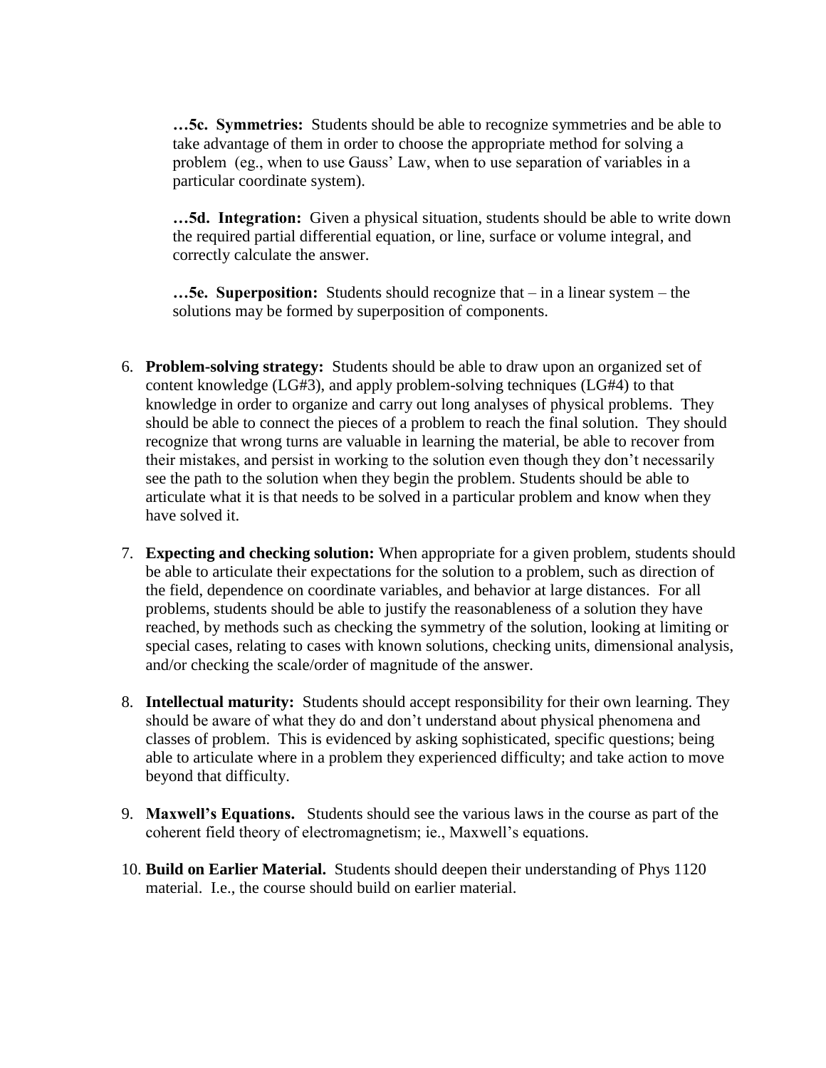**…5c. Symmetries:** Students should be able to recognize symmetries and be able to take advantage of them in order to choose the appropriate method for solving a problem (eg., when to use Gauss' Law, when to use separation of variables in a particular coordinate system).

**…5d. Integration:** Given a physical situation, students should be able to write down the required partial differential equation, or line, surface or volume integral, and correctly calculate the answer.

**…5e. Superposition:** Students should recognize that – in a linear system – the solutions may be formed by superposition of components.

6. **Problem-solving strategy:** Students should be able to draw upon an organized set of content knowledge (LG#3), and apply problem-solving techniques (LG#4) to that knowledge in order to organize and carry out long analyses of physical problems. They should be able to connect the pieces of a problem to reach the final solution. They should recognize that wrong turns are valuable in learning the material, be able to recover from their mistakes, and persist in working to the solution even though they don't necessarily see the path to the solution when they begin the problem. Students should be able to articulate what it is that needs to be solved in a particular problem and know when they have solved it.

7. **Expecting and checking solution:** When appropriate for a given problem, students should be able to articulate their expectations for the solution to a problem, such as direction of the field, dependence on coordinate variables, and behavior at large distances. For all problems, students should be able to justify the reasonableness of a solution they have reached, by methods such as checking the symmetry of the solution, looking at limiting or special cases, relating to cases with known solutions, checking units, dimensional analysis, and/or checking the scale/order of magnitude of the answer.

8. **Intellectual maturity:** Students should accept responsibility for their own learning. They should be aware of what they do and don't understand about physical phenomena and classes of problem. This is evidenced by asking sophisticated, specific questions; being able to articulate where in a problem they experienced difficulty; and take action to move beyond that difficulty.

9. **Maxwell's Equations.** Students should see the various laws in the course as part of the coherent field theory of electromagnetism; ie., Maxwell's equations.

10. **Build on Earlier Material.** Students should deepen their understanding of Phys 1120 material. I.e., the course should build on earlier material.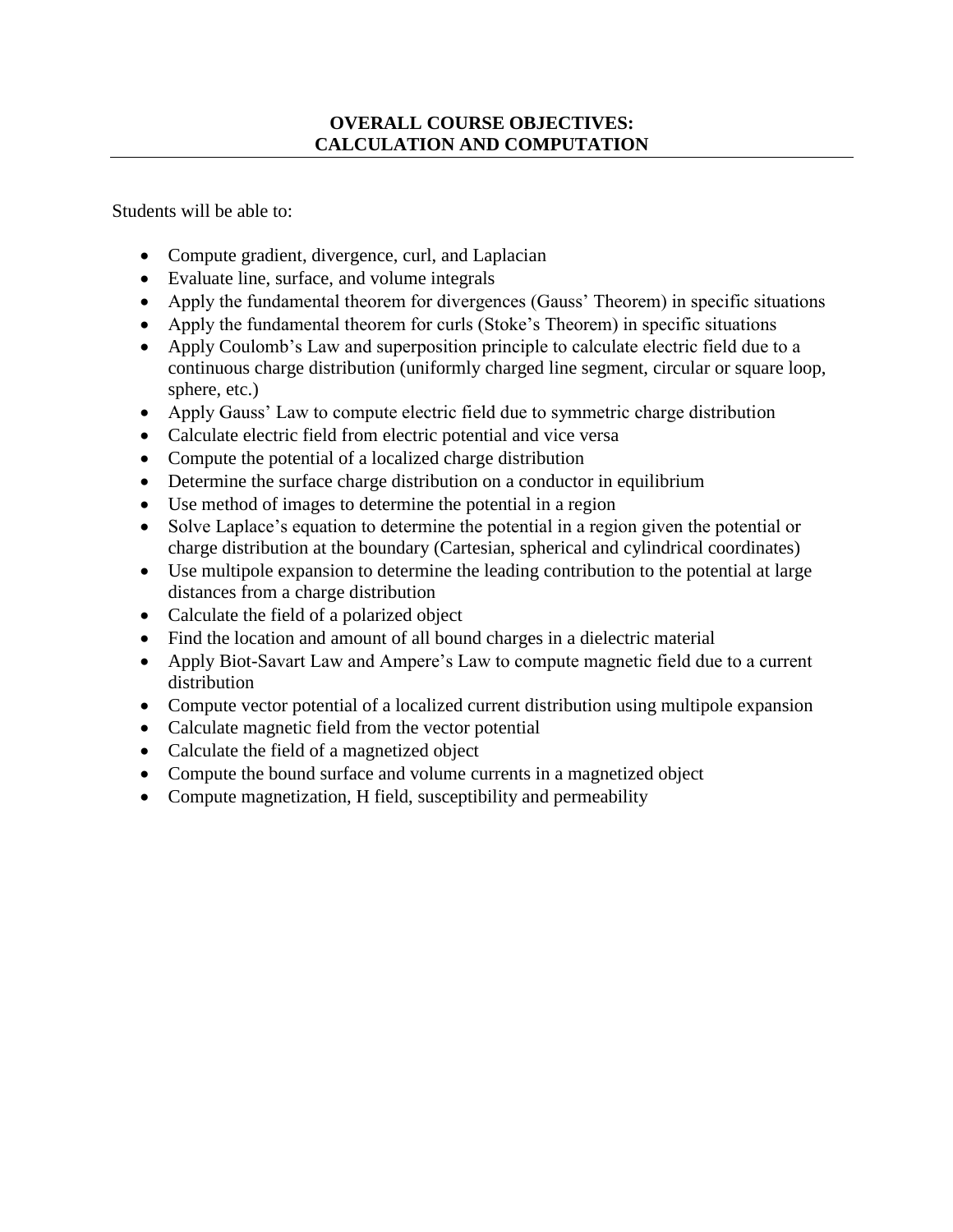# OVERALL COURSE OBJECTIVES: CALCULATION AND COMPUTATION

Students will be able to:

- Compute gradient, divergence, curl, and Laplacian
- Evaluate line, surface, and volume integrals
- Apply the fundamental theorem for divergences (Gauss' Theorem) in specific situations
- Apply the fundamental theorem for curls (Stoke's Theorem) in specific situations
- Apply Coulomb's Law and superposition principle to calculate electric field due to a continuous charge distribution (uniformly charged line segment, circular or square loop, sphere, etc.)
- Apply Gauss' Law to compute electric field due to symmetric charge distribution
- Calculate electric field from electric potential and vice versa
- Compute the potential of a localized charge distribution
- Determine the surface charge distribution on a conductor in equilibrium
- Use method of images to determine the potential in a region
- Solve Laplace's equation to determine the potential in a region given the potential or charge distribution at the boundary (Cartesian, spherical and cylindrical coordinates)
- Use multipole expansion to determine the leading contribution to the potential at large distances from a charge distribution
- Calculate the field of a polarized object
- Find the location and amount of all bound charges in a dielectric material
- Apply Biot-Savart Law and Ampere's Law to compute magnetic field due to a current distribution
- Compute vector potential of a localized current distribution using multipole expansion
- Calculate magnetic field from the vector potential
- Calculate the field of a magnetized object
- Compute the bound surface and volume currents in a magnetized object
- Compute magnetization, H field, susceptibility and permeability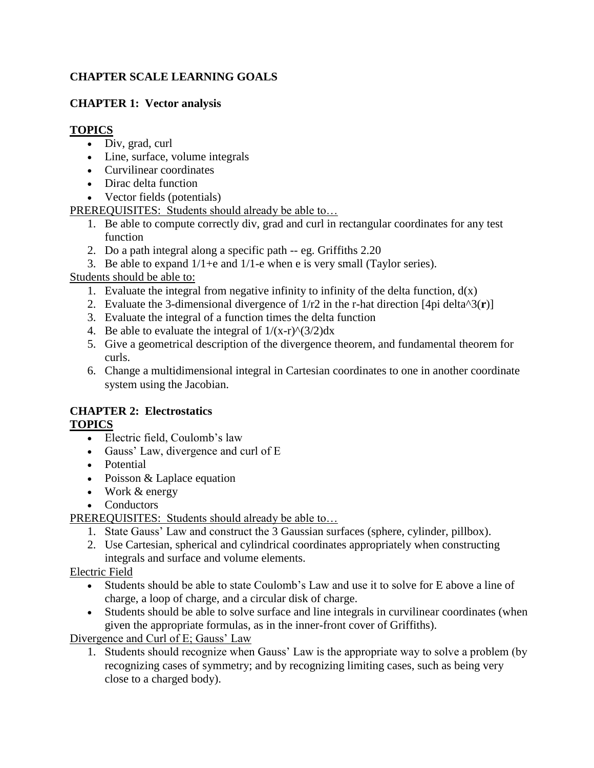**CHAPTER SCALE LEARNING GOALS**

**CHAPTER 1: Vector analysis**

**TOPICS**

- Div, grad, curl
- Line, surface, volume integrals
- Curvilinear coordinates
- Dirac delta function
- Vector fields (potentials)

PREREQUISITES: Students should already be able to…

1. Be able to compute correctly div, grad and curl in rectangular coordinates for any test function
2. Do a path integral along a specific path -- eg. Griffiths 2.20
3. Be able to expand 1/1+e and 1/1-e when e is very small (Taylor series).

Students should be able to:

1. Evaluate the integral from negative infinity to infinity of the delta function, d(x)
2. Evaluate the 3-dimensional divergence of 1/r2 in the r-hat direction [4pi delta^3(**r**)]
3. Evaluate the integral of a function times the delta function
4. Be able to evaluate the integral of 1/(x-r)^(3/2)dx
5. Give a geometrical description of the divergence theorem, and fundamental theorem for curls.
6. Change a multidimensional integral in Cartesian coordinates to one in another coordinate system using the Jacobian.

**CHAPTER 2: Electrostatics**

**TOPICS**

- Electric field, Coulomb's law
- Gauss' Law, divergence and curl of E
- Potential
- Poisson & Laplace equation
- Work & energy
- Conductors

PREREQUISITES: Students should already be able to…

1. State Gauss' Law and construct the 3 Gaussian surfaces (sphere, cylinder, pillbox).
2. Use Cartesian, spherical and cylindrical coordinates appropriately when constructing integrals and surface and volume elements.

Electric Field

- Students should be able to state Coulomb's Law and use it to solve for E above a line of charge, a loop of charge, and a circular disk of charge.
- Students should be able to solve surface and line integrals in curvilinear coordinates (when given the appropriate formulas, as in the inner-front cover of Griffiths).

Divergence and Curl of E; Gauss' Law

1. Students should recognize when Gauss' Law is the appropriate way to solve a problem (by recognizing cases of symmetry; and by recognizing limiting cases, such as being very close to a charged body).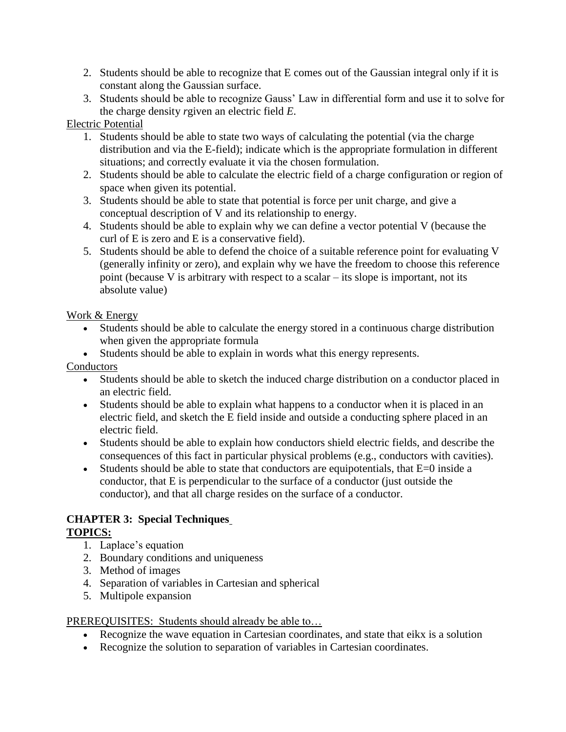2. Students should be able to recognize that E comes out of the Gaussian integral only if it is constant along the Gaussian surface.
3. Students should be able to recognize Gauss' Law in differential form and use it to solve for the charge density *r*given an electric field *E*.

Electric Potential

1. Students should be able to state two ways of calculating the potential (via the charge distribution and via the E-field); indicate which is the appropriate formulation in different situations; and correctly evaluate it via the chosen formulation.
2. Students should be able to calculate the electric field of a charge configuration or region of space when given its potential.
3. Students should be able to state that potential is force per unit charge, and give a conceptual description of V and its relationship to energy.
4. Students should be able to explain why we can define a vector potential V (because the curl of E is zero and E is a conservative field).
5. Students should be able to defend the choice of a suitable reference point for evaluating V (generally infinity or zero), and explain why we have the freedom to choose this reference point (because V is arbitrary with respect to a scalar – its slope is important, not its absolute value)

Work & Energy

- Students should be able to calculate the energy stored in a continuous charge distribution when given the appropriate formula
- Students should be able to explain in words what this energy represents.

Conductors

- Students should be able to sketch the induced charge distribution on a conductor placed in an electric field.
- Students should be able to explain what happens to a conductor when it is placed in an electric field, and sketch the E field inside and outside a conducting sphere placed in an electric field.
- Students should be able to explain how conductors shield electric fields, and describe the consequences of this fact in particular physical problems (e.g., conductors with cavities).
- Students should be able to state that conductors are equipotentials, that E=0 inside a conductor, that E is perpendicular to the surface of a conductor (just outside the conductor), and that all charge resides on the surface of a conductor.

## CHAPTER 3: Special Techniques

**TOPICS:**

1. Laplace's equation
2. Boundary conditions and uniqueness
3. Method of images
4. Separation of variables in Cartesian and spherical
5. Multipole expansion

PREREQUISITES: Students should already be able to…

- Recognize the wave equation in Cartesian coordinates, and state that eikx is a solution
- Recognize the solution to separation of variables in Cartesian coordinates.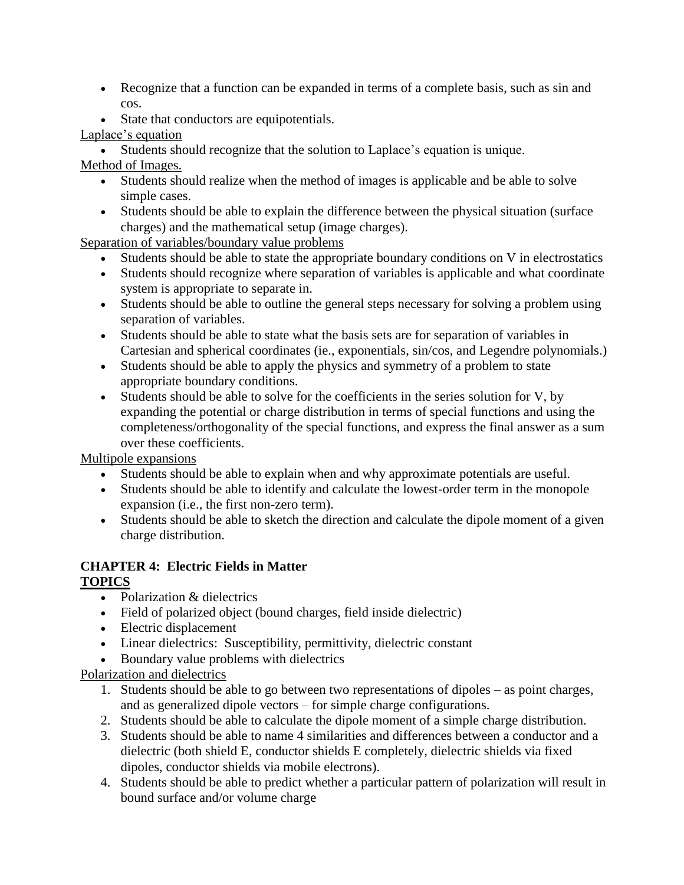- Recognize that a function can be expanded in terms of a complete basis, such as sin and cos.
- State that conductors are equipotentials.

Laplace's equation

- Students should recognize that the solution to Laplace's equation is unique.

Method of Images.

- Students should realize when the method of images is applicable and be able to solve simple cases.
- Students should be able to explain the difference between the physical situation (surface charges) and the mathematical setup (image charges).

Separation of variables/boundary value problems

- Students should be able to state the appropriate boundary conditions on V in electrostatics
- Students should recognize where separation of variables is applicable and what coordinate system is appropriate to separate in.
- Students should be able to outline the general steps necessary for solving a problem using separation of variables.
- Students should be able to state what the basis sets are for separation of variables in Cartesian and spherical coordinates (ie., exponentials, sin/cos, and Legendre polynomials.)
- Students should be able to apply the physics and symmetry of a problem to state appropriate boundary conditions.
- Students should be able to solve for the coefficients in the series solution for V, by expanding the potential or charge distribution in terms of special functions and using the completeness/orthogonality of the special functions, and express the final answer as a sum over these coefficients.

Multipole expansions

- Students should be able to explain when and why approximate potentials are useful.
- Students should be able to identify and calculate the lowest-order term in the monopole expansion (i.e., the first non-zero term).
- Students should be able to sketch the direction and calculate the dipole moment of a given charge distribution.

**CHAPTER 4: Electric Fields in Matter**

**TOPICS**

- Polarization & dielectrics
- Field of polarized object (bound charges, field inside dielectric)
- Electric displacement
- Linear dielectrics: Susceptibility, permittivity, dielectric constant
- Boundary value problems with dielectrics

Polarization and dielectrics

1. Students should be able to go between two representations of dipoles – as point charges, and as generalized dipole vectors – for simple charge configurations.
2. Students should be able to calculate the dipole moment of a simple charge distribution.
3. Students should be able to name 4 similarities and differences between a conductor and a dielectric (both shield E, conductor shields E completely, dielectric shields via fixed dipoles, conductor shields via mobile electrons).
4. Students should be able to predict whether a particular pattern of polarization will result in bound surface and/or volume charge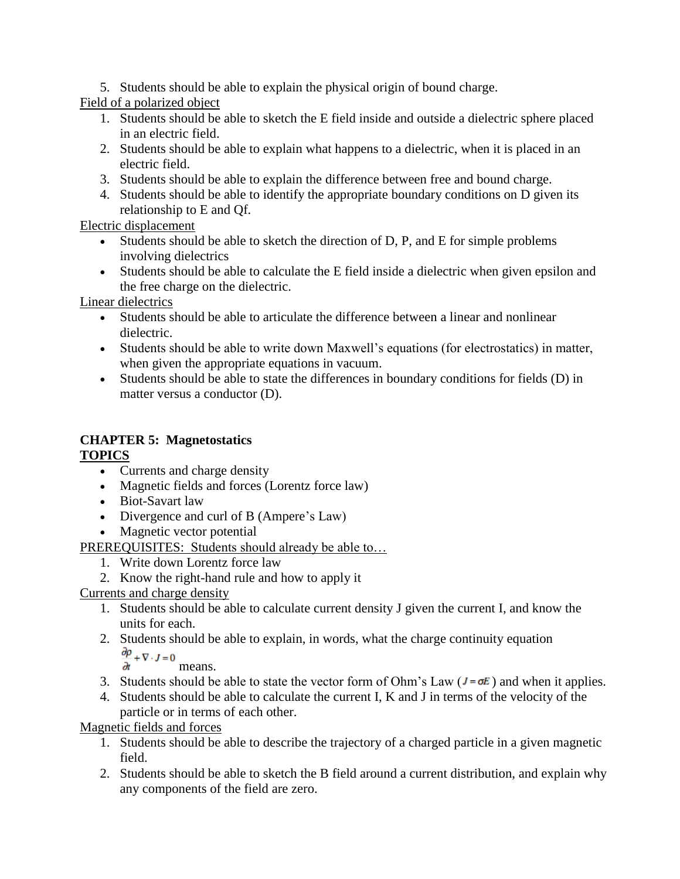5. Students should be able to explain the physical origin of bound charge.

Field of a polarized object

1. Students should be able to sketch the E field inside and outside a dielectric sphere placed in an electric field.
2. Students should be able to explain what happens to a dielectric, when it is placed in an electric field.
3. Students should be able to explain the difference between free and bound charge.
4. Students should be able to identify the appropriate boundary conditions on D given its relationship to E and Qf.

Electric displacement

- Students should be able to sketch the direction of D, P, and E for simple problems involving dielectrics
- Students should be able to calculate the E field inside a dielectric when given epsilon and the free charge on the dielectric.

Linear dielectrics

- Students should be able to articulate the difference between a linear and nonlinear dielectric.
- Students should be able to write down Maxwell's equations (for electrostatics) in matter, when given the appropriate equations in vacuum.
- Students should be able to state the differences in boundary conditions for fields (D) in matter versus a conductor (D).

**CHAPTER 5: Magnetostatics**

**TOPICS**

- Currents and charge density
- Magnetic fields and forces (Lorentz force law)
- Biot-Savart law
- Divergence and curl of B (Ampere's Law)
- Magnetic vector potential

PREREQUISITES: Students should already be able to…

1. Write down Lorentz force law
2. Know the right-hand rule and how to apply it

Currents and charge density

1. Students should be able to calculate current density J given the current I, and know the units for each.
2. Students should be able to explain, in words, what the charge continuity equation $\frac{\partial \rho}{\partial t} + \nabla \cdot J = 0$ means.
3. Students should be able to state the vector form of Ohm's Law ($J = \sigma E$) and when it applies.
4. Students should be able to calculate the current I, K and J in terms of the velocity of the particle or in terms of each other.

Magnetic fields and forces

1. Students should be able to describe the trajectory of a charged particle in a given magnetic field.
2. Students should be able to sketch the B field around a current distribution, and explain why any components of the field are zero.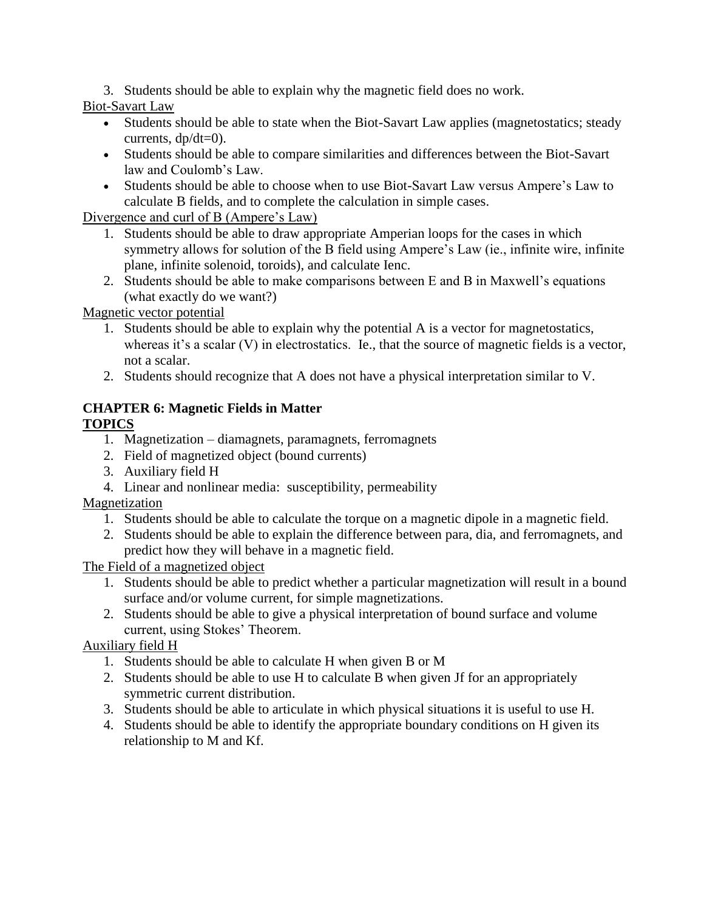3. Students should be able to explain why the magnetic field does no work.

Biot-Savart Law

- Students should be able to state when the Biot-Savart Law applies (magnetostatics; steady currents, $dp/dt=0$).
- Students should be able to compare similarities and differences between the Biot-Savart law and Coulomb's Law.
- Students should be able to choose when to use Biot-Savart Law versus Ampere's Law to calculate B fields, and to complete the calculation in simple cases.

Divergence and curl of B (Ampere's Law)

1. Students should be able to draw appropriate Amperian loops for the cases in which symmetry allows for solution of the B field using Ampere's Law (ie., infinite wire, infinite plane, infinite solenoid, toroids), and calculate $I_{enc}$.
2. Students should be able to make comparisons between E and B in Maxwell's equations (what exactly do we want?)

Magnetic vector potential

1. Students should be able to explain why the potential A is a vector for magnetostatics, whereas it's a scalar (V) in electrostatics. Ie., that the source of magnetic fields is a vector, not a scalar.
2. Students should recognize that A does not have a physical interpretation similar to V.

**CHAPTER 6: Magnetic Fields in Matter**

**TOPICS**

1. Magnetization – diamagnets, paramagnets, ferromagnets
2. Field of magnetized object (bound currents)
3. Auxiliary field H
4. Linear and nonlinear media: susceptibility, permeability

Magnetization

1. Students should be able to calculate the torque on a magnetic dipole in a magnetic field.
2. Students should be able to explain the difference between para, dia, and ferromagnets, and predict how they will behave in a magnetic field.

The Field of a magnetized object

1. Students should be able to predict whether a particular magnetization will result in a bound surface and/or volume current, for simple magnetizations.
2. Students should be able to give a physical interpretation of bound surface and volume current, using Stokes' Theorem.

Auxiliary field H

1. Students should be able to calculate H when given B or M
2. Students should be able to use H to calculate B when given $J_f$ for an appropriately symmetric current distribution.
3. Students should be able to articulate in which physical situations it is useful to use H.
4. Students should be able to identify the appropriate boundary conditions on H given its relationship to M and $K_f$.